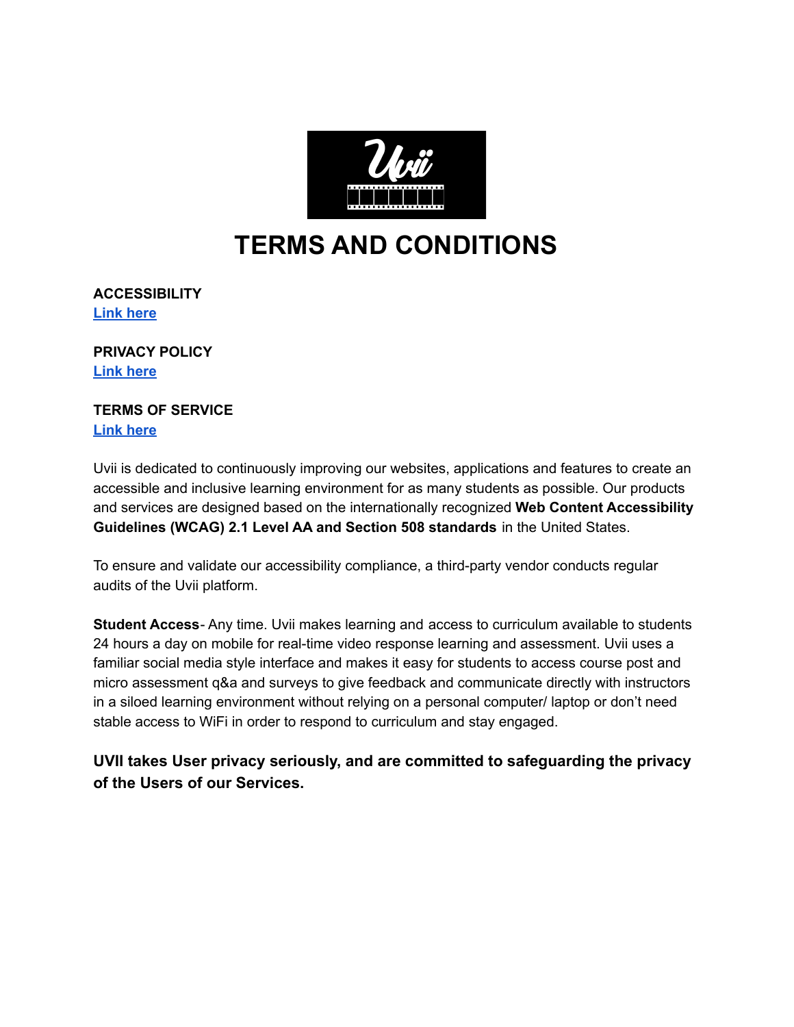# TERMS AND CONDITIONS

**ACCESSIBILITY**
**Link here**

**PRIVACY POLICY**
**Link here**

**TERMS OF SERVICE**
**Link here**

Uvii is dedicated to continuously improving our websites, applications and features to create an accessible and inclusive learning environment for as many students as possible. Our products and services are designed based on the internationally recognized **Web Content Accessibility Guidelines (WCAG) 2.1 Level AA and Section 508 standards** in the United States.

To ensure and validate our accessibility compliance, a third-party vendor conducts regular audits of the Uvii platform.

**Student Access**- Any time. Uvii makes learning and access to curriculum available to students 24 hours a day on mobile for real-time video response learning and assessment. Uvii uses a familiar social media style interface and makes it easy for students to access course post and micro assessment q&a and surveys to give feedback and communicate directly with instructors in a siloed learning environment without relying on a personal computer/ laptop or don't need stable access to WiFi in order to respond to curriculum and stay engaged.

### UVII takes User privacy seriously, and are committed to safeguarding the privacy of the Users of our Services.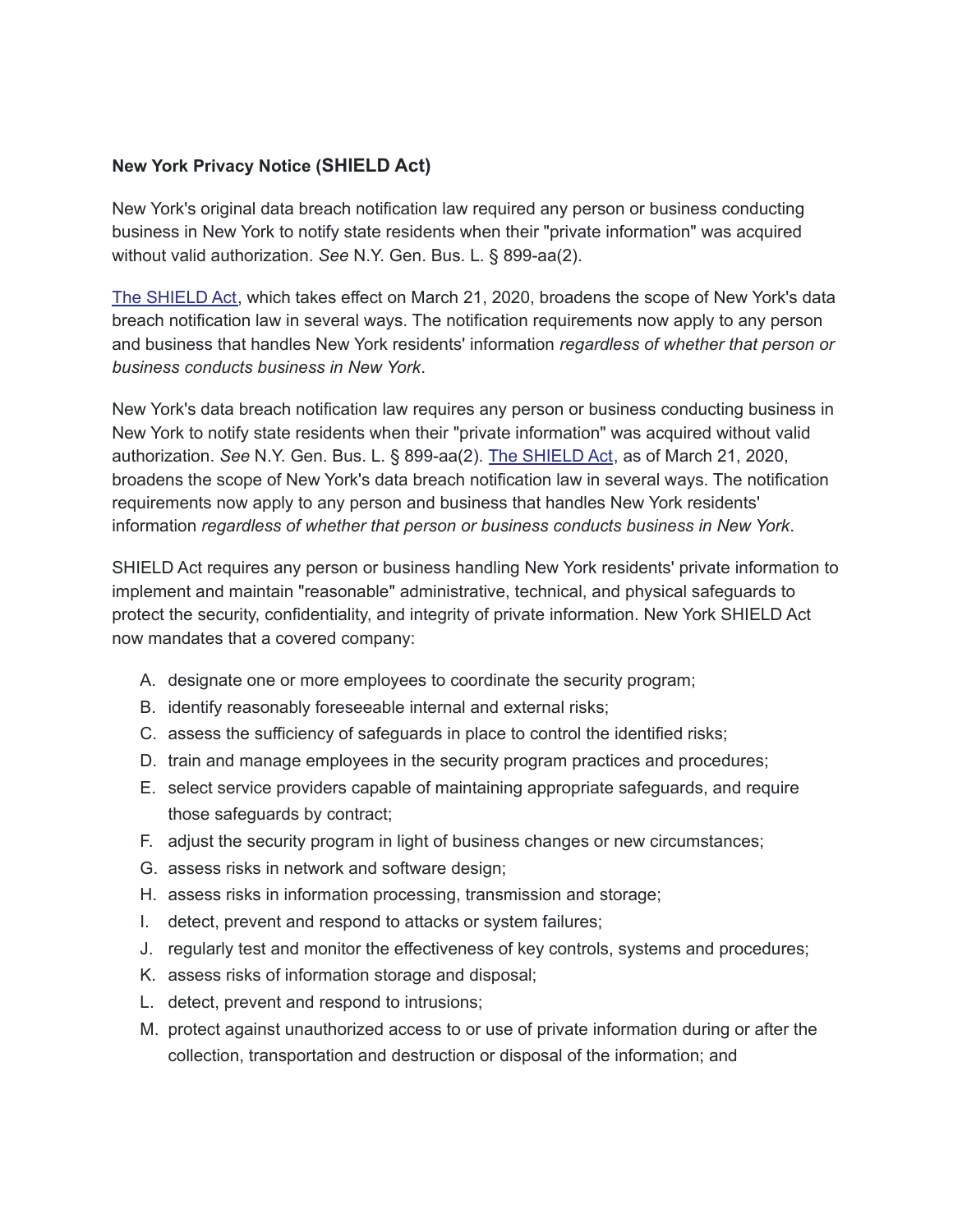**New York Privacy Notice (SHIELD Act)**

New York's original data breach notification law required any person or business conducting business in New York to notify state residents when their "private information" was acquired without valid authorization. *See* N.Y. Gen. Bus. L. § 899-aa(2).

[The SHIELD Act](), which takes effect on March 21, 2020, broadens the scope of New York's data breach notification law in several ways. The notification requirements now apply to any person and business that handles New York residents' information *regardless of whether that person or business conducts business in New York*.

New York's data breach notification law requires any person or business conducting business in New York to notify state residents when their "private information" was acquired without valid authorization. *See* N.Y. Gen. Bus. L. § 899-aa(2). [The SHIELD Act](), as of March 21, 2020, broadens the scope of New York's data breach notification law in several ways. The notification requirements now apply to any person and business that handles New York residents' information *regardless of whether that person or business conducts business in New York*.

SHIELD Act requires any person or business handling New York residents' private information to implement and maintain "reasonable" administrative, technical, and physical safeguards to protect the security, confidentiality, and integrity of private information. New York SHIELD Act now mandates that a covered company:

A. designate one or more employees to coordinate the security program;
B. identify reasonably foreseeable internal and external risks;
C. assess the sufficiency of safeguards in place to control the identified risks;
D. train and manage employees in the security program practices and procedures;
E. select service providers capable of maintaining appropriate safeguards, and require those safeguards by contract;
F. adjust the security program in light of business changes or new circumstances;
G. assess risks in network and software design;
H. assess risks in information processing, transmission and storage;
I. detect, prevent and respond to attacks or system failures;
J. regularly test and monitor the effectiveness of key controls, systems and procedures;
K. assess risks of information storage and disposal;
L. detect, prevent and respond to intrusions;
M. protect against unauthorized access to or use of private information during or after the collection, transportation and destruction or disposal of the information; and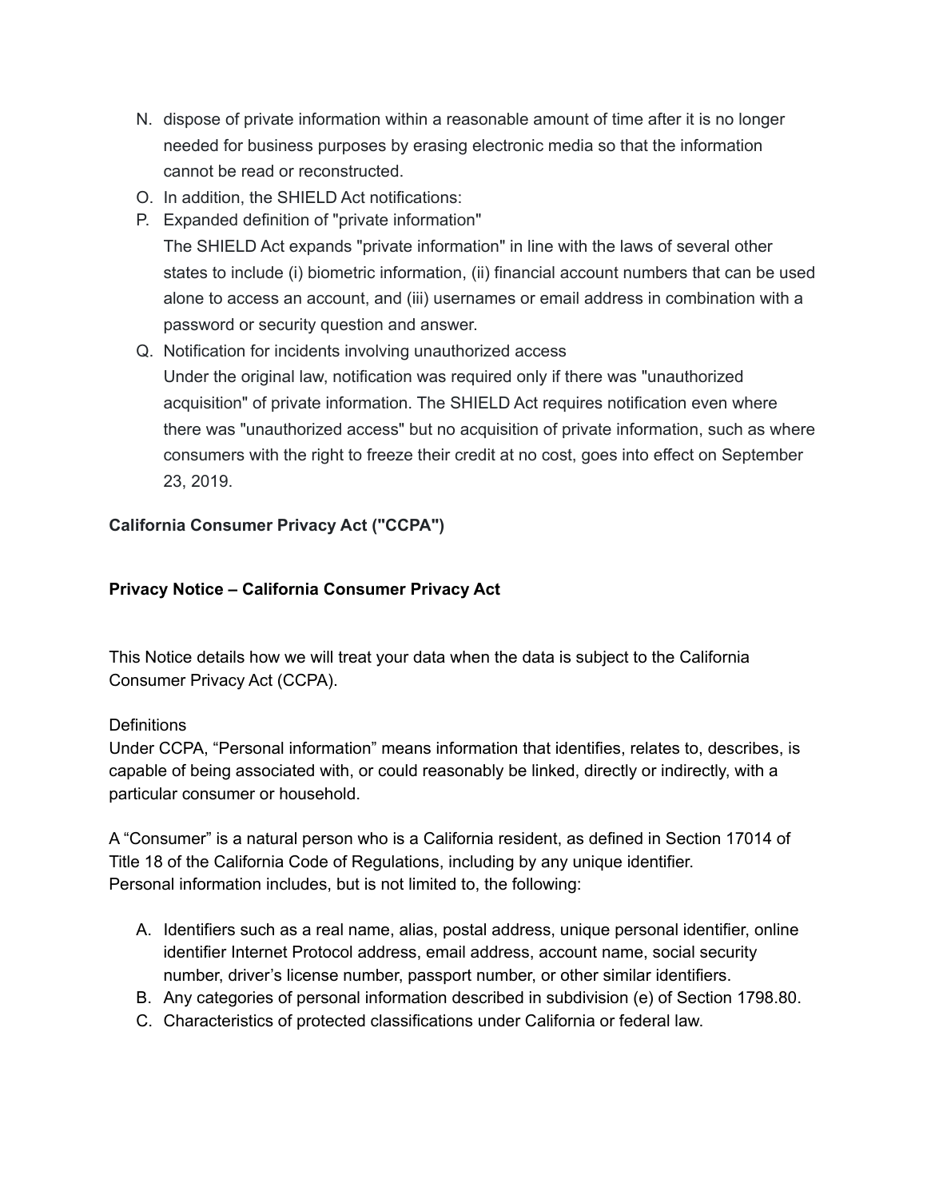N. dispose of private information within a reasonable amount of time after it is no longer needed for business purposes by erasing electronic media so that the information cannot be read or reconstructed.

O. In addition, the SHIELD Act notifications:

P. Expanded definition of "private information"
   The SHIELD Act expands "private information" in line with the laws of several other states to include (i) biometric information, (ii) financial account numbers that can be used alone to access an account, and (iii) usernames or email address in combination with a password or security question and answer.

Q. Notification for incidents involving unauthorized access
   Under the original law, notification was required only if there was "unauthorized acquisition" of private information. The SHIELD Act requires notification even where there was "unauthorized access" but no acquisition of private information, such as where consumers with the right to freeze their credit at no cost, goes into effect on September 23, 2019.

**California Consumer Privacy Act ("CCPA")**

**Privacy Notice – California Consumer Privacy Act**

This Notice details how we will treat your data when the data is subject to the California Consumer Privacy Act (CCPA).

Definitions
Under CCPA, "Personal information" means information that identifies, relates to, describes, is capable of being associated with, or could reasonably be linked, directly or indirectly, with a particular consumer or household.

A "Consumer" is a natural person who is a California resident, as defined in Section 17014 of Title 18 of the California Code of Regulations, including by any unique identifier.
Personal information includes, but is not limited to, the following:

A. Identifiers such as a real name, alias, postal address, unique personal identifier, online identifier Internet Protocol address, email address, account name, social security number, driver's license number, passport number, or other similar identifiers.
B. Any categories of personal information described in subdivision (e) of Section 1798.80.
C. Characteristics of protected classifications under California or federal law.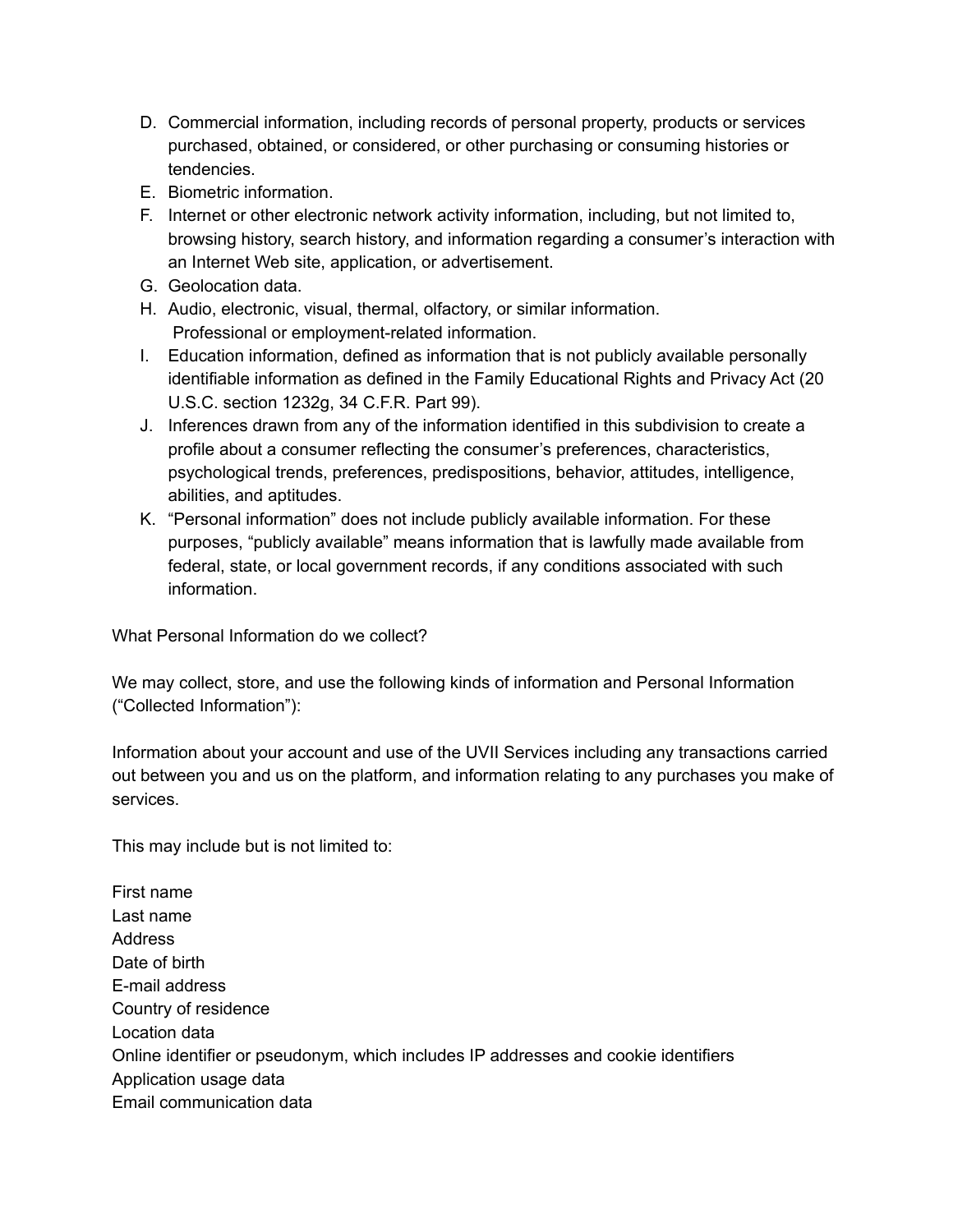D. Commercial information, including records of personal property, products or services purchased, obtained, or considered, or other purchasing or consuming histories or tendencies.
E. Biometric information.
F. Internet or other electronic network activity information, including, but not limited to, browsing history, search history, and information regarding a consumer's interaction with an Internet Web site, application, or advertisement.
G. Geolocation data.
H. Audio, electronic, visual, thermal, olfactory, or similar information.
   Professional or employment-related information.
I. Education information, defined as information that is not publicly available personally identifiable information as defined in the Family Educational Rights and Privacy Act (20 U.S.C. section 1232g, 34 C.F.R. Part 99).
J. Inferences drawn from any of the information identified in this subdivision to create a profile about a consumer reflecting the consumer's preferences, characteristics, psychological trends, preferences, predispositions, behavior, attitudes, intelligence, abilities, and aptitudes.
K. "Personal information" does not include publicly available information. For these purposes, "publicly available" means information that is lawfully made available from federal, state, or local government records, if any conditions associated with such information.

What Personal Information do we collect?

We may collect, store, and use the following kinds of information and Personal Information ("Collected Information"):

Information about your account and use of the UVII Services including any transactions carried out between you and us on the platform, and information relating to any purchases you make of services.

This may include but is not limited to:

First name
Last name
Address
Date of birth
E-mail address
Country of residence
Location data
Online identifier or pseudonym, which includes IP addresses and cookie identifiers
Application usage data
Email communication data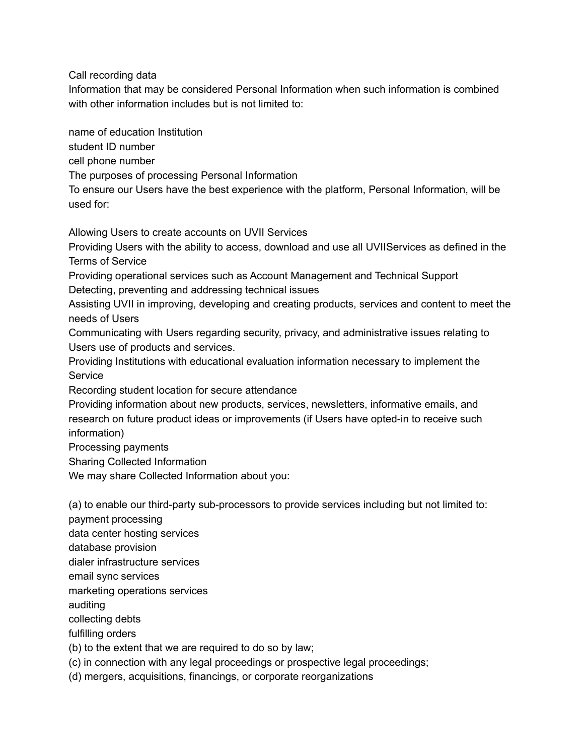Call recording data

Information that may be considered Personal Information when such information is combined with other information includes but is not limited to:

- name of education Institution
- student ID number
- cell phone number

The purposes of processing Personal Information

To ensure our Users have the best experience with the platform, Personal Information, will be used for:

- Allowing Users to create accounts on UVII Services
- Providing Users with the ability to access, download and use all UVIIServices as defined in the Terms of Service
- Providing operational services such as Account Management and Technical Support
- Detecting, preventing and addressing technical issues
- Assisting UVII in improving, developing and creating products, services and content to meet the needs of Users
- Communicating with Users regarding security, privacy, and administrative issues relating to Users use of products and services.
- Providing Institutions with educational evaluation information necessary to implement the Service
- Recording student location for secure attendance
- Providing information about new products, services, newsletters, informative emails, and research on future product ideas or improvements (if Users have opted-in to receive such information)
- Processing payments

Sharing Collected Information

We may share Collected Information about you:

(a) to enable our third-party sub-processors to provide services including but not limited to:

- payment processing
- data center hosting services
- database provision
- dialer infrastructure services
- email sync services
- marketing operations services
- auditing
- collecting debts
- fulfilling orders

(b) to the extent that we are required to do so by law;

(c) in connection with any legal proceedings or prospective legal proceedings;

(d) mergers, acquisitions, financings, or corporate reorganizations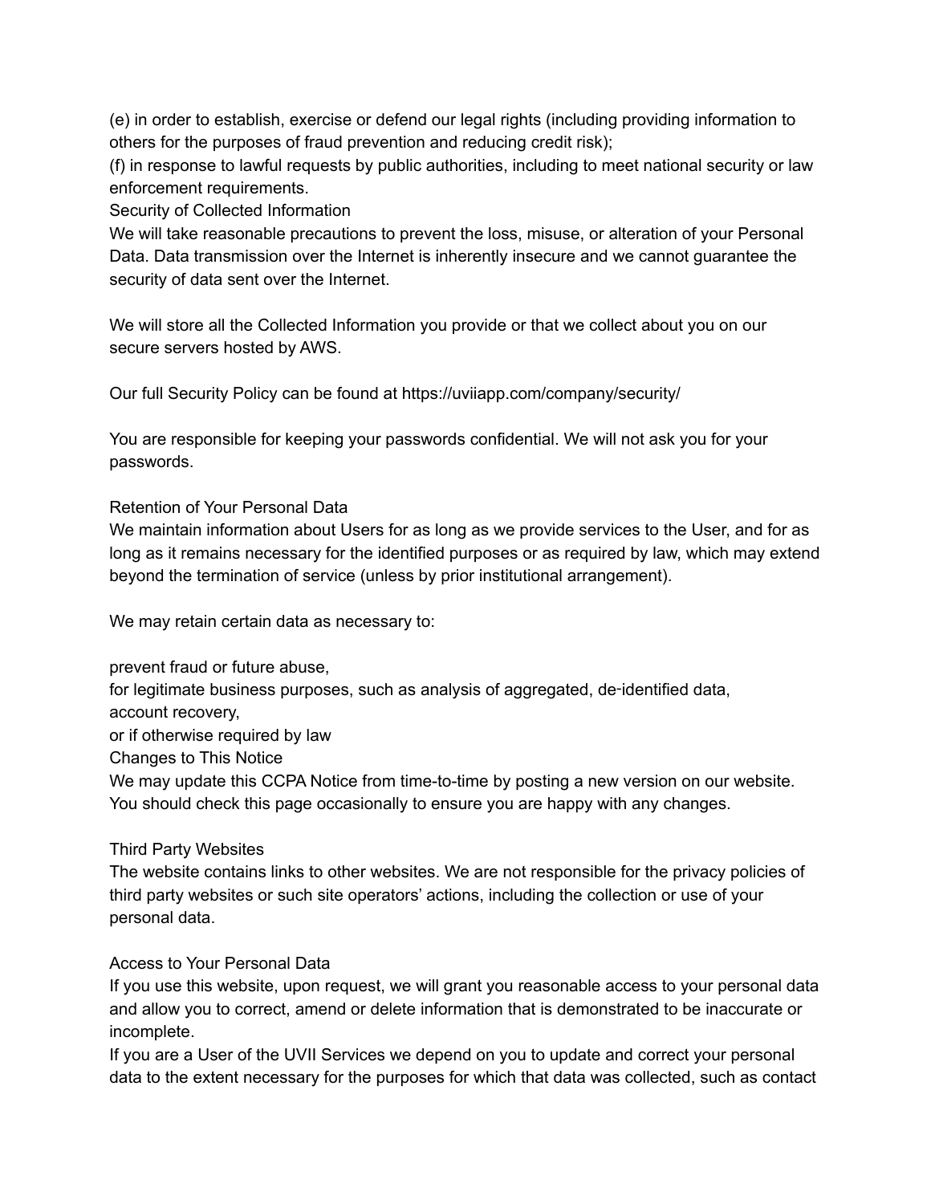(e) in order to establish, exercise or defend our legal rights (including providing information to others for the purposes of fraud prevention and reducing credit risk);
(f) in response to lawful requests by public authorities, including to meet national security or law enforcement requirements.

## Security of Collected Information

We will take reasonable precautions to prevent the loss, misuse, or alteration of your Personal Data. Data transmission over the Internet is inherently insecure and we cannot guarantee the security of data sent over the Internet.

We will store all the Collected Information you provide or that we collect about you on our secure servers hosted by AWS.

Our full Security Policy can be found at https://uviiapp.com/company/security/

You are responsible for keeping your passwords confidential. We will not ask you for your passwords.

## Retention of Your Personal Data

We maintain information about Users for as long as we provide services to the User, and for as long as it remains necessary for the identified purposes or as required by law, which may extend beyond the termination of service (unless by prior institutional arrangement).

We may retain certain data as necessary to:

prevent fraud or future abuse,
for legitimate business purposes, such as analysis of aggregated, de-identified data,
account recovery,
or if otherwise required by law

## Changes to This Notice

We may update this CCPA Notice from time-to-time by posting a new version on our website. You should check this page occasionally to ensure you are happy with any changes.

## Third Party Websites

The website contains links to other websites. We are not responsible for the privacy policies of third party websites or such site operators' actions, including the collection or use of your personal data.

## Access to Your Personal Data

If you use this website, upon request, we will grant you reasonable access to your personal data and allow you to correct, amend or delete information that is demonstrated to be inaccurate or incomplete.
If you are a User of the UVII Services we depend on you to update and correct your personal data to the extent necessary for the purposes for which that data was collected, such as contact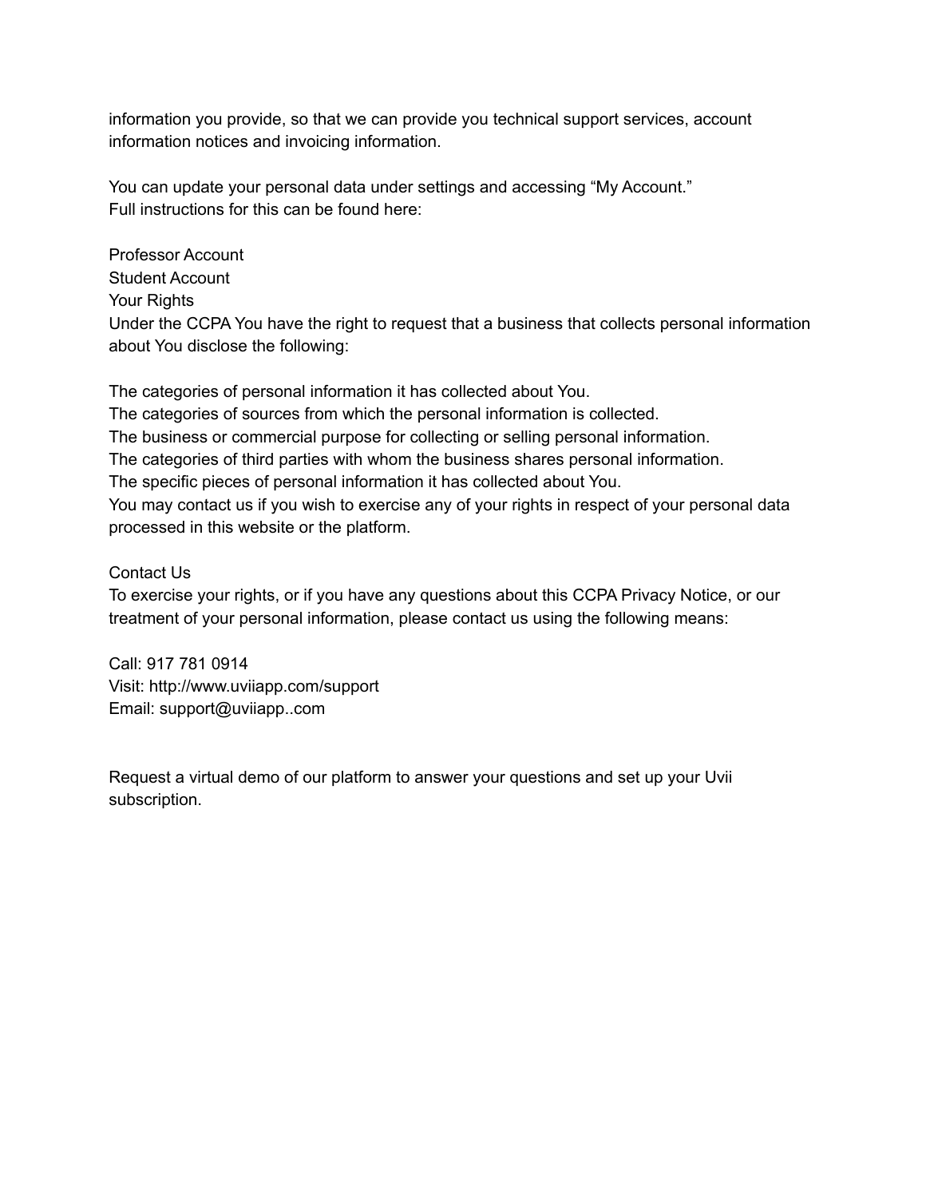information you provide, so that we can provide you technical support services, account information notices and invoicing information.

You can update your personal data under settings and accessing "My Account."
Full instructions for this can be found here:

Professor Account
Student Account

## Your Rights

Under the CCPA You have the right to request that a business that collects personal information about You disclose the following:

The categories of personal information it has collected about You.
The categories of sources from which the personal information is collected.
The business or commercial purpose for collecting or selling personal information.
The categories of third parties with whom the business shares personal information.
The specific pieces of personal information it has collected about You.
You may contact us if you wish to exercise any of your rights in respect of your personal data processed in this website or the platform.

## Contact Us

To exercise your rights, or if you have any questions about this CCPA Privacy Notice, or our treatment of your personal information, please contact us using the following means:

Call: 917 781 0914
Visit: http://www.uviiapp.com/support
Email: support@uviiapp..com

Request a virtual demo of our platform to answer your questions and set up your Uvii subscription.